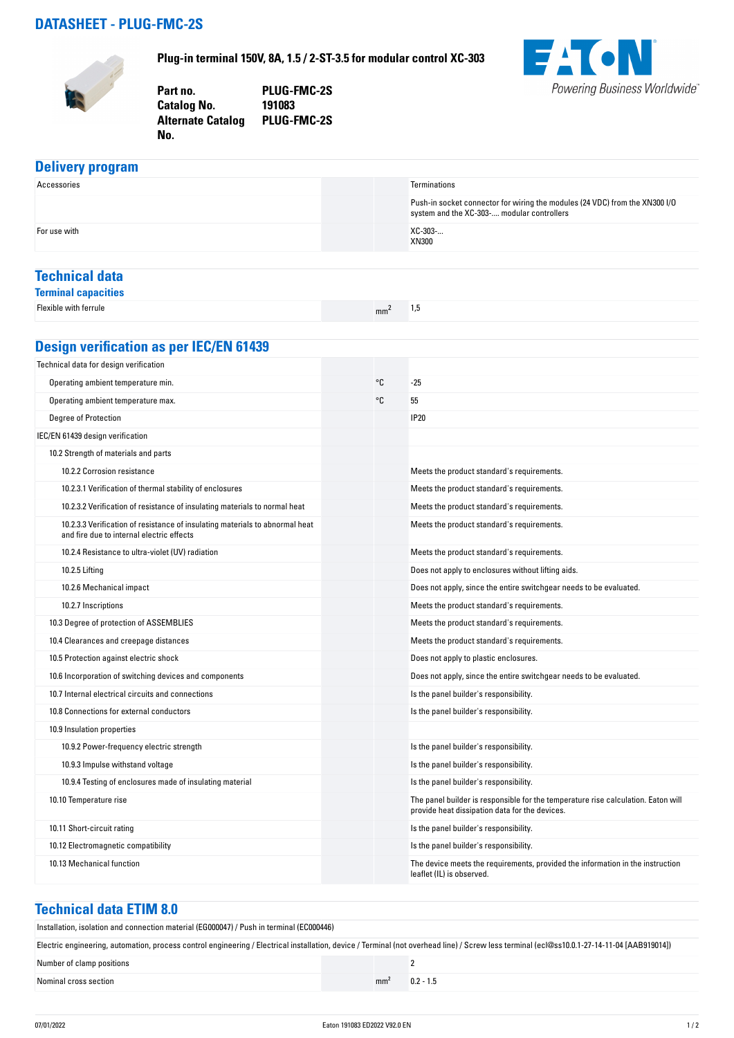# DATASHEET - PLUG-FMC-2S

**Plug-in terminal 150V, 8A, 1.5 / 2-ST-3.5 for modular control XC-303**

| | |
|---|---|
| **Part no.** | **PLUG-FMC-2S** |
| **Catalog No.** | **191083** |
| **Alternate Catalog No.** | **PLUG-FMC-2S** |

## Delivery program

| | | |
|---|---|---|
| Accessories | | Terminations |
| | | Push-in socket connector for wiring the modules (24 VDC) from the XN300 I/O system and the XC-303-.... modular controllers |
| For use with | | XC-303-... XN300 |

## Technical data

### Terminal capacities

| | | |
|---|---|---|
| Flexible with ferrule | $mm^2$ | 1,5 |

## Design verification as per IEC/EN 61439

| | | |
|---|---|---|
| Technical data for design verification | | |
| Operating ambient temperature min. | °C | -25 |
| Operating ambient temperature max. | °C | 55 |
| Degree of Protection | | IP20 |
| IEC/EN 61439 design verification | | |
| 10.2 Strength of materials and parts | | |
| 10.2.2 Corrosion resistance | | Meets the product standard's requirements. |
| 10.2.3.1 Verification of thermal stability of enclosures | | Meets the product standard's requirements. |
| 10.2.3.2 Verification of resistance of insulating materials to normal heat | | Meets the product standard's requirements. |
| 10.2.3.3 Verification of resistance of insulating materials to abnormal heat and fire due to internal electric effects | | Meets the product standard's requirements. |
| 10.2.4 Resistance to ultra-violet (UV) radiation | | Meets the product standard's requirements. |
| 10.2.5 Lifting | | Does not apply to enclosures without lifting aids. |
| 10.2.6 Mechanical impact | | Does not apply, since the entire switchgear needs to be evaluated. |
| 10.2.7 Inscriptions | | Meets the product standard's requirements. |
| 10.3 Degree of protection of ASSEMBLIES | | Meets the product standard's requirements. |
| 10.4 Clearances and creepage distances | | Meets the product standard's requirements. |
| 10.5 Protection against electric shock | | Does not apply to plastic enclosures. |
| 10.6 Incorporation of switching devices and components | | Does not apply, since the entire switchgear needs to be evaluated. |
| 10.7 Internal electrical circuits and connections | | Is the panel builder's responsibility. |
| 10.8 Connections for external conductors | | Is the panel builder's responsibility. |
| 10.9 Insulation properties | | |
| 10.9.2 Power-frequency electric strength | | Is the panel builder's responsibility. |
| 10.9.3 Impulse withstand voltage | | Is the panel builder's responsibility. |
| 10.9.4 Testing of enclosures made of insulating material | | Is the panel builder's responsibility. |
| 10.10 Temperature rise | | The panel builder is responsible for the temperature rise calculation. Eaton will provide heat dissipation data for the devices. |
| 10.11 Short-circuit rating | | Is the panel builder's responsibility. |
| 10.12 Electromagnetic compatibility | | Is the panel builder's responsibility. |
| 10.13 Mechanical function | | The device meets the requirements, provided the information in the instruction leaflet (IL) is observed. |

## Technical data ETIM 8.0

Installation, isolation and connection material (EG000047) / Push in terminal (EC000446)

Electric engineering, automation, process control engineering / Electrical installation, device / Terminal (not overhead line) / Screw less terminal (ecl@ss10.0.1-27-14-11-04 [AAB919014])

| | | |
|---|---|---|
| Number of clamp positions | | 2 |
| Nominal cross section | $mm^2$ | 0.2 - 1.5 |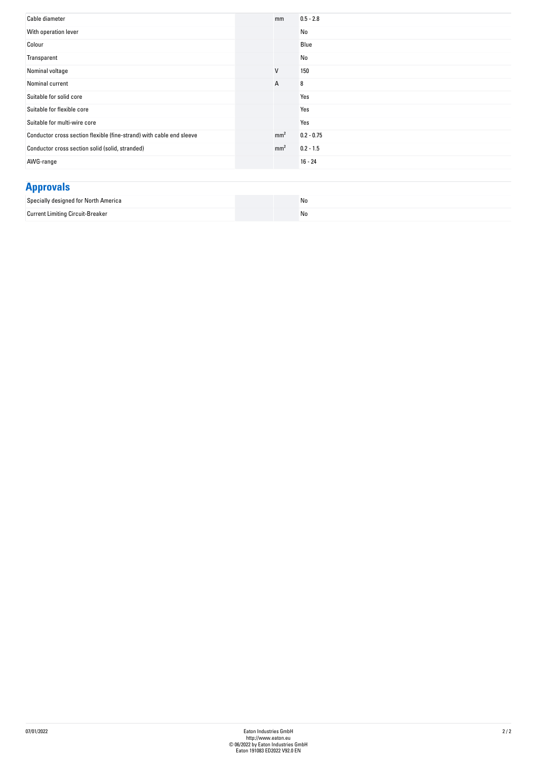| | | |
|---|---|---|
| Cable diameter | mm | 0.5 - 2.8 |
| With operation lever | | No |
| Colour | | Blue |
| Transparent | | No |
| Nominal voltage | V | 150 |
| Nominal current | A | 8 |
| Suitable for solid core | | Yes |
| Suitable for flexible core | | Yes |
| Suitable for multi-wire core | | Yes |
| Conductor cross section flexible (fine-strand) with cable end sleeve | $mm^2$ | 0.2 - 0.75 |
| Conductor cross section solid (solid, stranded) | $mm^2$ | 0.2 - 1.5 |
| AWG-range | | 16 - 24 |

## Approvals

| | | |
|---|---|---|
| Specially designed for North America | | No |
| Current Limiting Circuit-Breaker | | No |

07/01/2022

Eaton Industries GmbH
http://www.eaton.eu
© 06/2022 by Eaton Industries GmbH
Eaton 191083 ED2022 V92.0 EN